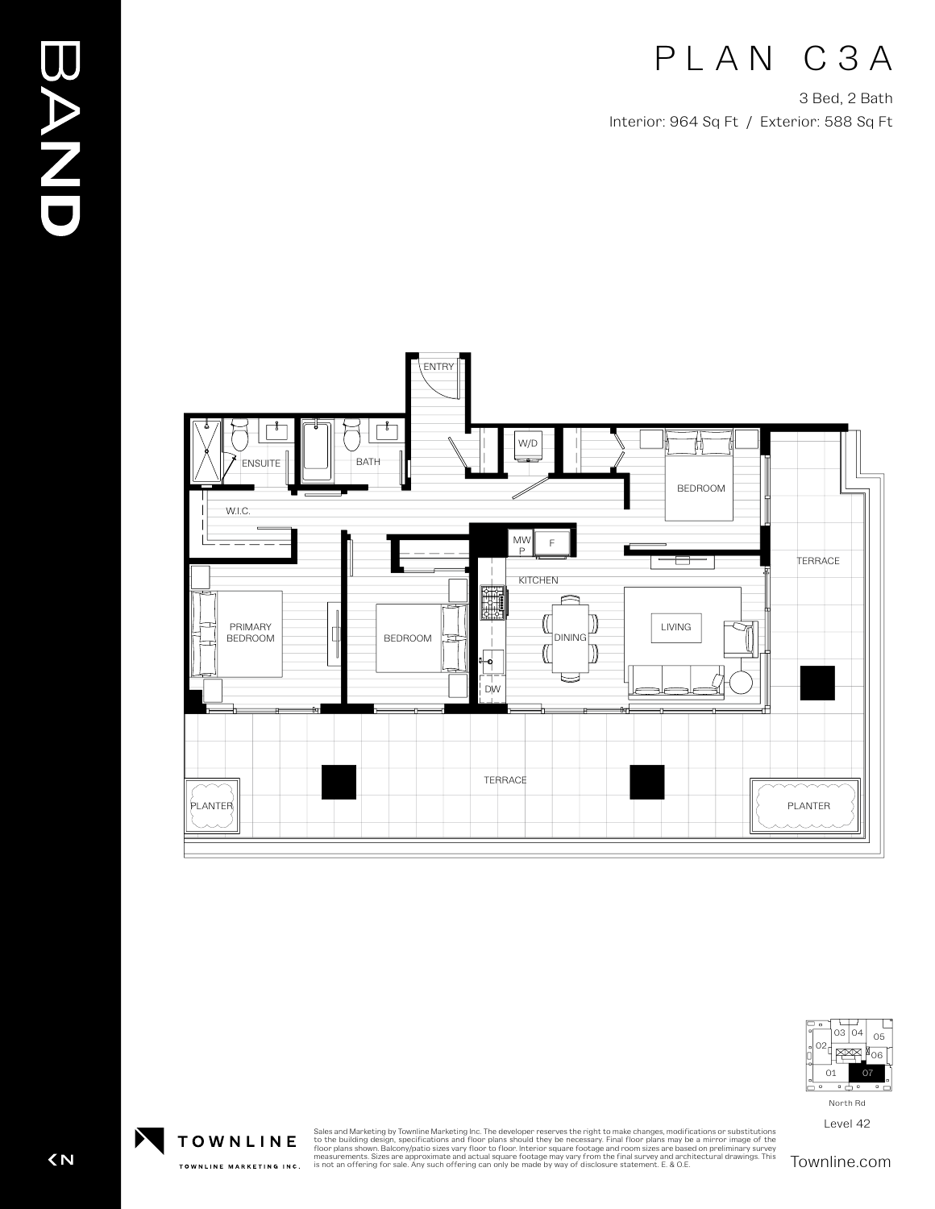# PLAN C3A

3 Bed, 2 Bath

Interior: 964 Sq Ft / Exterior: 588 Sq Ft

ENTRY

ENSUITE

BATH

W/D

BEDROOM

W.I.C.

MW
P

F

TERRACE

KITCHEN

PRIMARY BEDROOM

BEDROOM

DINING

LIVING

DW

TERRACE

PLANTER

PLANTER

03 04 05 02 06 01 07

North Rd

Level 42

TOWNLINE

TOWNLINE MARKETING INC.

Sales and Marketing by Townline Marketing Inc. The developer reserves the right to make changes, modifications or substitutions to the building design, specifications and floor plans should they be necessary. Final floor plans may be a mirror image of the floor plans shown. Balcony/patio sizes vary floor to floor. Interior square footage and room sizes are based on preliminary survey measurements. Sizes are approximate and actual square footage may vary from the final survey and architectural drawings. This is not an offering for sale. Any such offering can only be made by way of disclosure statement. E. & O.E.

Townline.com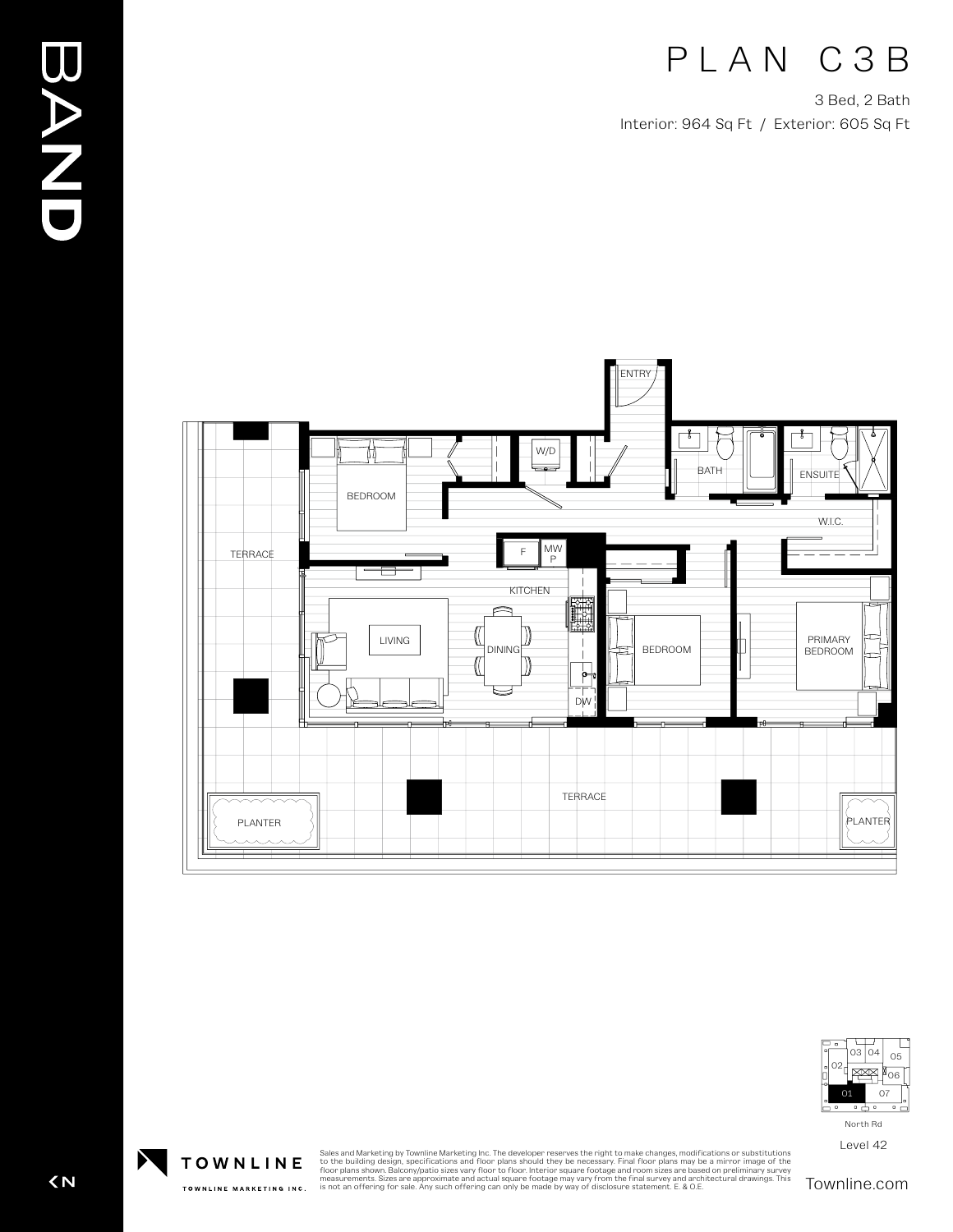# PLAN C3B

3 Bed, 2 Bath

Interior: 964 Sq Ft / Exterior: 605 Sq Ft

ENTRY

W/D

BEDROOM

BATH

ENSUITE

W.I.C.

TERRACE

F

MW P

KITCHEN

LIVING

DINING

BEDROOM

PRIMARY BEDROOM

DW

TERRACE

PLANTER

PLANTER

03 04 05 02 06 01 07

North Rd

Level 42

TOWNLINE

TOWNLINE MARKETING INC.

Sales and Marketing by Townline Marketing Inc. The developer reserves the right to make changes, modifications or substitutions to the building design, specifications and floor plans should they be necessary. Final floor plans may be a mirror image of the floor plans shown. Balcony/patio sizes vary floor to floor. Interior square footage and room sizes are based on preliminary survey measurements. Sizes are approximate and actual square footage may vary from the final survey and architectural drawings. This is not an offering for sale. Any such offering can only be made by way of disclosure statement. E. & O.E.

Townline.com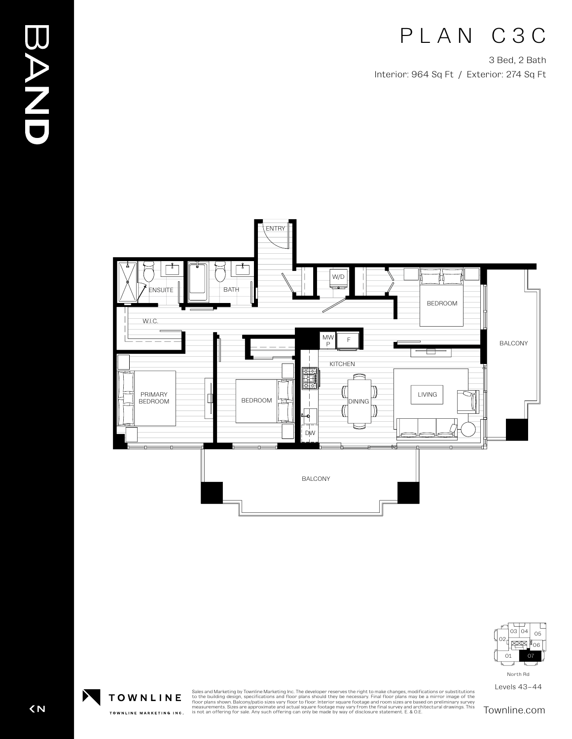# PLAN C3C

3 Bed, 2 Bath

Interior: 964 Sq Ft / Exterior: 274 Sq Ft

ENTRY

W/D

ENSUITE

BATH

BEDROOM

W.I.C.

MW
P

F

BALCONY

KITCHEN

PRIMARY BEDROOM

BEDROOM

DINING

LIVING

DW

BALCONY

03 04 05 02 06 01 07

North Rd

Levels 43–44

BAND

TOWNLINE

TOWNLINE MARKETING INC.

Sales and Marketing by Townline Marketing Inc. The developer reserves the right to make changes, modifications or substitutions to the building design, specifications and floor plans should they be necessary. Final floor plans may be a mirror image of the floor plans shown. Balcony/patio sizes vary floor to floor. Interior square footage and room sizes are based on preliminary survey measurements. Sizes are approximate and actual square footage may vary from the final survey and architectural drawings. This is not an offering for sale. Any such offering can only be made by way of disclosure statement. E. & O.E.

Townline.com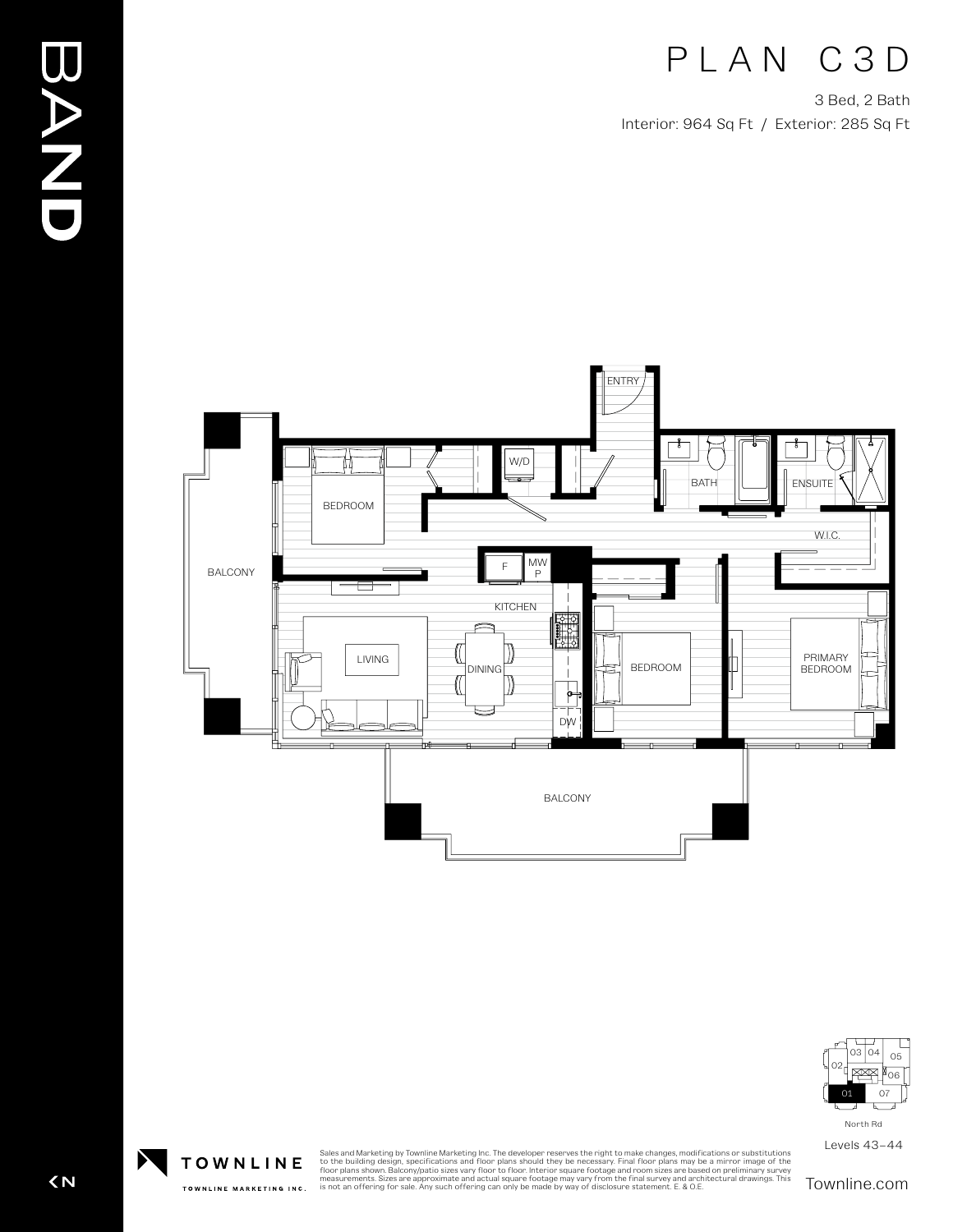BAND

# PLAN C3D

3 Bed, 2 Bath

Interior: 964 Sq Ft / Exterior: 285 Sq Ft

ENTRY

W/D

BATH

ENSUITE

BEDROOM

W.I.C.

BALCONY

F

MW P

KITCHEN

LIVING

DINING

BEDROOM

PRIMARY BEDROOM

DW

BALCONY

03 04 05 02 06 01 07

North Rd

Levels 43–44

TOWNLINE

TOWNLINE MARKETING INC.

Sales and Marketing by Townline Marketing Inc. The developer reserves the right to make changes, modifications or substitutions to the building design, specifications and floor plans should they be necessary. Final floor plans may be a mirror image of the floor plans shown. Balcony/patio sizes vary floor to floor. Interior square footage and room sizes are based on preliminary survey measurements. Sizes are approximate and actual square footage may vary from the final survey and architectural drawings. This is not an offering for sale. Any such offering can only be made by way of disclosure statement. E. & O.E.

Townline.com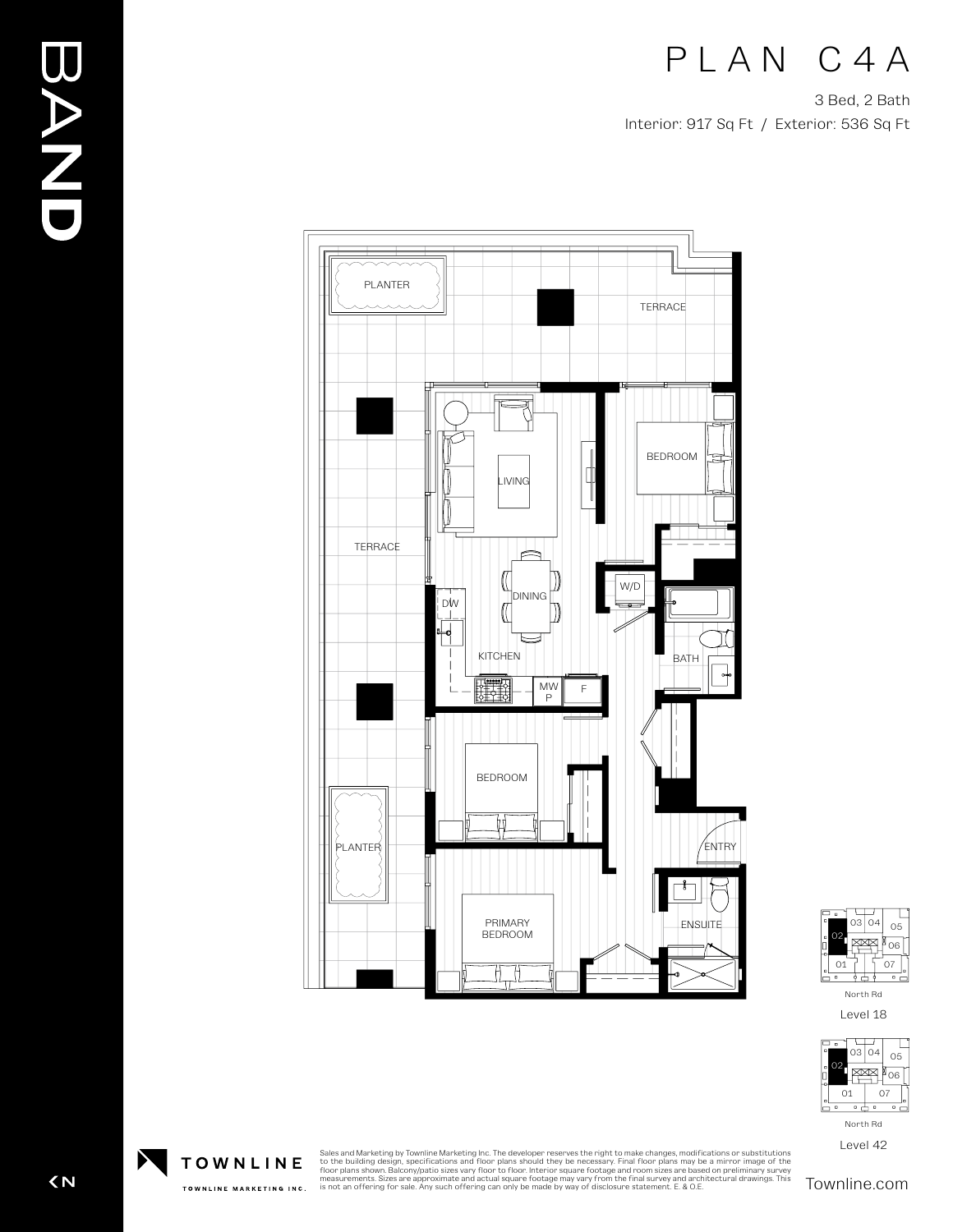# BAND

# PLAN C4A

3 Bed, 2 Bath

Interior: 917 Sq Ft / Exterior: 536 Sq Ft

PLANTER

TERRACE

LIVING

BEDROOM

TERRACE

DINING

W/D

DW

KITCHEN

BATH

MW P

F

BEDROOM

PLANTER

ENTRY

PRIMARY BEDROOM

ENSUITE

03 04 05 02 06 01 07

North Rd

Level 18

03 04 05 02 06 01 07

North Rd

Level 42

TOWNLINE

TOWNLINE MARKETING INC.

Sales and Marketing by Townline Marketing Inc. The developer reserves the right to make changes, modifications or substitutions to the building design, specifications and floor plans should they be necessary. Final floor plans may be a mirror image of the floor plans shown. Balcony/patio sizes vary floor to floor. Interior square footage and room sizes are based on preliminary survey measurements. Sizes are approximate and actual square footage may vary from the final survey and architectural drawings. This is not an offering for sale. Any such offering can only be made by way of disclosure statement. E. & O.E.

Townline.com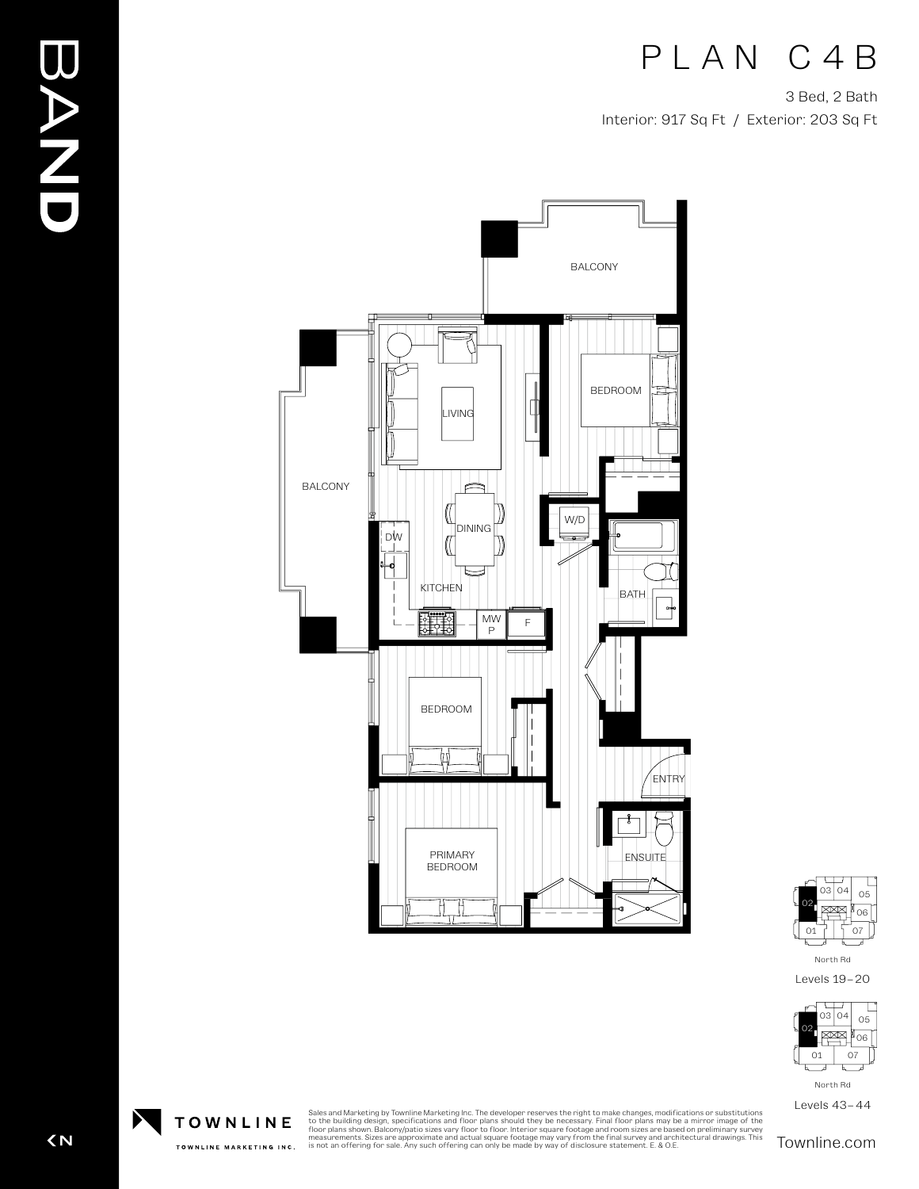# BAND

# PLAN C4B

3 Bed, 2 Bath

Interior: 917 Sq Ft / Exterior: 203 Sq Ft

BALCONY

BALCONY

LIVING

BEDROOM

DINING

W/D

DW

KITCHEN

BATH

MW
P

F

BEDROOM

ENTRY

PRIMARY
BEDROOM

ENSUITE

03 04 05
02 06
01 07

North Rd

Levels 19–20

03 04 05
02 06
01 07

North Rd

Levels 43–44

TOWNLINE

TOWNLINE MARKETING INC.

Sales and Marketing by Townline Marketing Inc. The developer reserves the right to make changes, modifications or substitutions to the building design, specifications and floor plans should they be necessary. Final floor plans may be a mirror image of the floor plans shown. Balcony/patio sizes vary floor to floor. Interior square footage and room sizes are based on preliminary survey measurements. Sizes are approximate and actual square footage may vary from the final survey and architectural drawings. This is not an offering for sale. Any such offering can only be made by way of disclosure statement. E. & O.E.

Townline.com